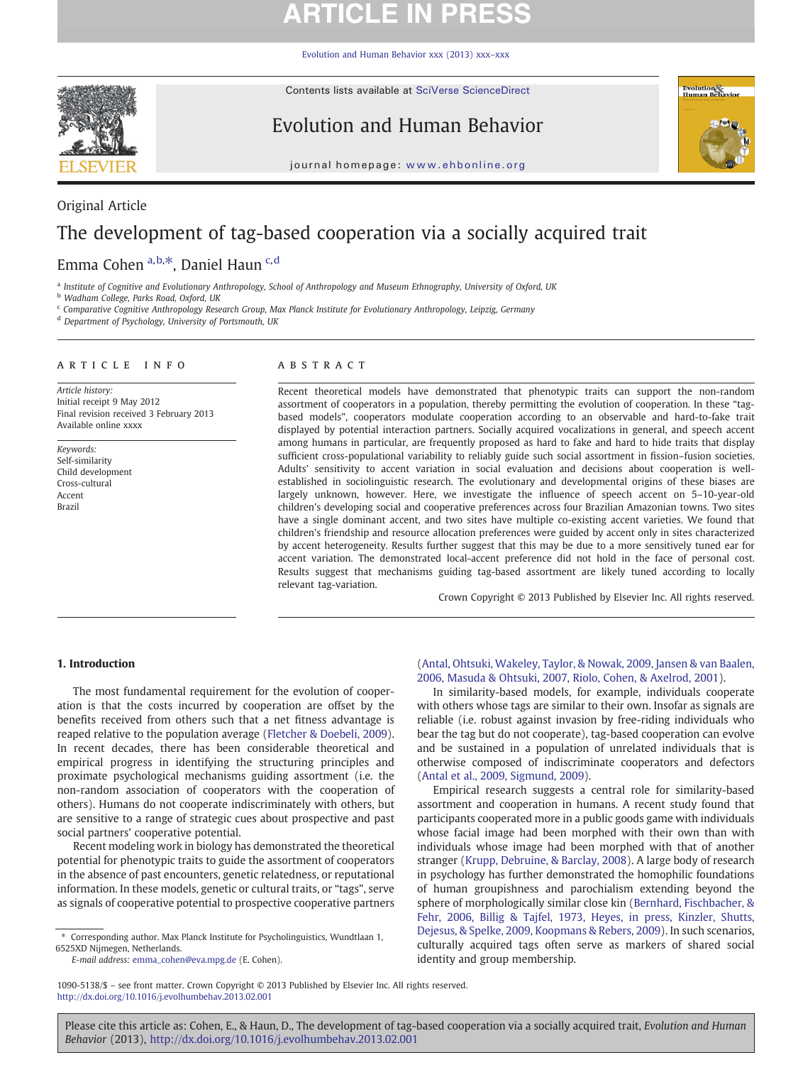Original Article

# The development of tag-based cooperation via a socially acquired trait

Emma Cohen [a,b,*], Daniel Haun [c,d]

[a] Institute of Cognitive and Evolutionary Anthropology, School of Anthropology and Museum Ethnography, University of Oxford, UK
[b] Wadham College, Parks Road, Oxford, UK
[c] Comparative Cognitive Anthropology Research Group, Max Planck Institute for Evolutionary Anthropology, Leipzig, Germany
[d] Department of Psychology, University of Portsmouth, UK

## ARTICLE INFO

*Article history:*
Initial receipt 9 May 2012
Final revision received 3 February 2013
Available online xxxx

*Keywords:*
Self-similarity
Child development
Cross-cultural
Accent
Brazil

## ABSTRACT

Recent theoretical models have demonstrated that phenotypic traits can support the non-random assortment of cooperators in a population, thereby permitting the evolution of cooperation. In these "tag-based models", cooperators modulate cooperation according to an observable and hard-to-fake trait displayed by potential interaction partners. Socially acquired vocalizations in general, and speech accent among humans in particular, are frequently proposed as hard to fake and hard to hide traits that display sufficient cross-populational variability to reliably guide such social assortment in fission–fusion societies. Adults' sensitivity to accent variation in social evaluation and decisions about cooperation is well-established in sociolinguistic research. The evolutionary and developmental origins of these biases are largely unknown, however. Here, we investigate the influence of speech accent on 5–10-year-old children's developing social and cooperative preferences across four Brazilian Amazonian towns. Two sites have a single dominant accent, and two sites have multiple co-existing accent varieties. We found that children's friendship and resource allocation preferences were guided by accent only in sites characterized by accent heterogeneity. Results further suggest that this may be due to a more sensitively tuned ear for accent variation. The demonstrated local-accent preference did not hold in the face of personal cost. Results suggest that mechanisms guiding tag-based assortment are likely tuned according to locally relevant tag-variation.

Crown Copyright © 2013 Published by Elsevier Inc. All rights reserved.

## 1. Introduction

The most fundamental requirement for the evolution of cooperation is that the costs incurred by cooperation are offset by the benefits received from others such that a net fitness advantage is reaped relative to the population average (Fletcher & Doebeli, 2009). In recent decades, there has been considerable theoretical and empirical progress in identifying the structuring principles and proximate psychological mechanisms guiding assortment (i.e. the non-random association of cooperators with the cooperation of others). Humans do not cooperate indiscriminately with others, but are sensitive to a range of strategic cues about prospective and past social partners' cooperative potential.

Recent modeling work in biology has demonstrated the theoretical potential for phenotypic traits to guide the assortment of cooperators in the absence of past encounters, genetic relatedness, or reputational information. In these models, genetic or cultural traits, or "tags", serve as signals of cooperative potential to prospective cooperative partners (Antal, Ohtsuki, Wakeley, Taylor, & Nowak, 2009, Jansen & van Baalen, 2006, Masuda & Ohtsuki, 2007, Riolo, Cohen, & Axelrod, 2001).

In similarity-based models, for example, individuals cooperate with others whose tags are similar to their own. Insofar as signals are reliable (i.e. robust against invasion by free-riding individuals who bear the tag but do not cooperate), tag-based cooperation can evolve and be sustained in a population of unrelated individuals that is otherwise composed of indiscriminate cooperators and defectors (Antal et al., 2009, Sigmund, 2009).

Empirical research suggests a central role for similarity-based assortment and cooperation in humans. A recent study found that participants cooperated more in a public goods game with individuals whose facial image had been morphed with their own than with individuals whose image had been morphed with that of another stranger (Krupp, Debruine, & Barclay, 2008). A large body of research in psychology has further demonstrated the homophilic foundations of human groupishness and parochialism extending beyond the sphere of morphologically similar close kin (Bernhard, Fischbacher, & Fehr, 2006, Billig & Tajfel, 1973, Heyes, in press, Kinzler, Shutts, Dejesus, & Spelke, 2009, Koopmans & Rebers, 2009). In such scenarios, culturally acquired tags often serve as markers of shared social identity and group membership.

* Corresponding author. Max Planck Institute for Psycholinguistics, Wundtlaan 1, 6525XD Nijmegen, Netherlands.
E-mail address: emma_cohen@eva.mpg.de (E. Cohen).

1090-5138/$ – see front matter. Crown Copyright © 2013 Published by Elsevier Inc. All rights reserved.
http://dx.doi.org/10.1016/j.evolhumbehav.2013.02.001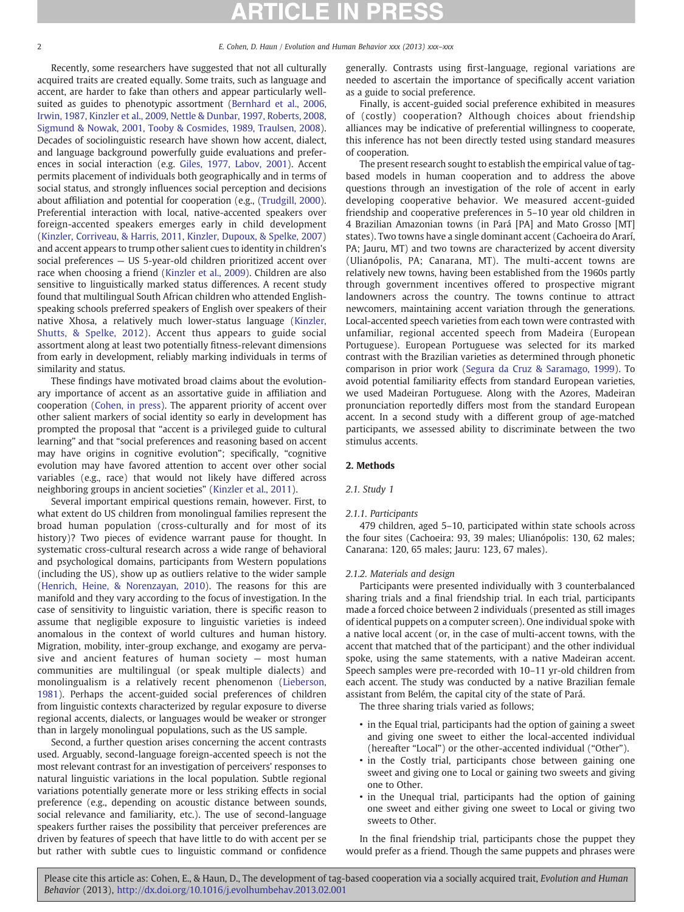Recently, some researchers have suggested that not all culturally acquired traits are created equally. Some traits, such as language and accent, are harder to fake than others and appear particularly well-suited as guides to phenotypic assortment (Bernhard et al., 2006, Irwin, 1987, Kinzler et al., 2009, Nettle & Dunbar, 1997, Roberts, 2008, Sigmund & Nowak, 2001, Tooby & Cosmides, 1989, Traulsen, 2008). Decades of sociolinguistic research have shown how accent, dialect, and language background powerfully guide evaluations and preferences in social interaction (e.g. Giles, 1977, Labov, 2001). Accent permits placement of individuals both geographically and in terms of social status, and strongly influences social perception and decisions about affiliation and potential for cooperation (e.g., (Trudgill, 2000). Preferential interaction with local, native-accented speakers over foreign-accented speakers emerges early in child development (Kinzler, Corriveau, & Harris, 2011, Kinzler, Dupoux, & Spelke, 2007) and accent appears to trump other salient cues to identity in children's social preferences — US 5-year-old children prioritized accent over race when choosing a friend (Kinzler et al., 2009). Children are also sensitive to linguistically marked status differences. A recent study found that multilingual South African children who attended English-speaking schools preferred speakers of English over speakers of their native Xhosa, a relatively much lower-status language (Kinzler, Shutts, & Spelke, 2012). Accent thus appears to guide social assortment along at least two potentially fitness-relevant dimensions from early in development, reliably marking individuals in terms of similarity and status.

These findings have motivated broad claims about the evolutionary importance of accent as an assortative guide in affiliation and cooperation (Cohen, in press). The apparent priority of accent over other salient markers of social identity so early in development has prompted the proposal that "accent is a privileged guide to cultural learning" and that "social preferences and reasoning based on accent may have origins in cognitive evolution"; specifically, "cognitive evolution may have favored attention to accent over other social variables (e.g., race) that would not likely have differed across neighboring groups in ancient societies" (Kinzler et al., 2011).

Several important empirical questions remain, however. First, to what extent do US children from monolingual families represent the broad human population (cross-culturally and for most of its history)? Two pieces of evidence warrant pause for thought. In systematic cross-cultural research across a wide range of behavioral and psychological domains, participants from Western populations (including the US), show up as outliers relative to the wider sample (Henrich, Heine, & Norenzayan, 2010). The reasons for this are manifold and they vary according to the focus of investigation. In the case of sensitivity to linguistic variation, there is specific reason to assume that negligible exposure to linguistic varieties is indeed anomalous in the context of world cultures and human history. Migration, mobility, inter-group exchange, and exogamy are pervasive and ancient features of human society — most human communities are multilingual (or speak multiple dialects) and monolingualism is a relatively recent phenomenon (Lieberson, 1981). Perhaps the accent-guided social preferences of children from linguistic contexts characterized by regular exposure to diverse regional accents, dialects, or languages would be weaker or stronger than in largely monolingual populations, such as the US sample.

Second, a further question arises concerning the accent contrasts used. Arguably, second-language foreign-accented speech is not the most relevant contrast for an investigation of perceivers' responses to natural linguistic variations in the local population. Subtle regional variations potentially generate more or less striking effects in social preference (e.g., depending on acoustic distance between sounds, social relevance and familiarity, etc.). The use of second-language speakers further raises the possibility that perceiver preferences are driven by features of speech that have little to do with accent per se but rather with subtle cues to linguistic command or confidence generally. Contrasts using first-language, regional variations are needed to ascertain the importance of specifically accent variation as a guide to social preference.

Finally, is accent-guided social preference exhibited in measures of (costly) cooperation? Although choices about friendship alliances may be indicative of preferential willingness to cooperate, this inference has not been directly tested using standard measures of cooperation.

The present research sought to establish the empirical value of tag-based models in human cooperation and to address the above questions through an investigation of the role of accent in early developing cooperative behavior. We measured accent-guided friendship and cooperative preferences in 5–10 year old children in 4 Brazilian Amazonian towns (in Pará [PA] and Mato Grosso [MT] states). Two towns have a single dominant accent (Cachoeira do Ararí, PA; Jauru, MT) and two towns are characterized by accent diversity (Ulianópolis, PA; Canarana, MT). The multi-accent towns are relatively new towns, having been established from the 1960s partly through government incentives offered to prospective migrant landowners across the country. The towns continue to attract newcomers, maintaining accent variation through the generations. Local-accented speech varieties from each town were contrasted with unfamiliar, regional accented speech from Madeira (European Portuguese). European Portuguese was selected for its marked contrast with the Brazilian varieties as determined through phonetic comparison in prior work (Segura da Cruz & Saramago, 1999). To avoid potential familiarity effects from standard European varieties, we used Madeiran Portuguese. Along with the Azores, Madeiran pronunciation reportedly differs most from the standard European accent. In a second study with a different group of age-matched participants, we assessed ability to discriminate between the two stimulus accents.

## 2. Methods

### 2.1. Study 1

#### 2.1.1. Participants

479 children, aged 5–10, participated within state schools across the four sites (Cachoeira: 93, 39 males; Ulianópolis: 130, 62 males; Canarana: 120, 65 males; Jauru: 123, 67 males).

#### 2.1.2. Materials and design

Participants were presented individually with 3 counterbalanced sharing trials and a final friendship trial. In each trial, participants made a forced choice between 2 individuals (presented as still images of identical puppets on a computer screen). One individual spoke with a native local accent (or, in the case of multi-accent towns, with the accent that matched that of the participant) and the other individual spoke, using the same statements, with a native Madeiran accent. Speech samples were pre-recorded with 10–11 yr-old children from each accent. The study was conducted by a native Brazilian female assistant from Belém, the capital city of the state of Pará.

The three sharing trials varied as follows;

- in the Equal trial, participants had the option of gaining a sweet and giving one sweet to either the local-accented individual (hereafter "Local") or the other-accented individual ("Other").
- in the Costly trial, participants chose between gaining one sweet and giving one to Local or gaining two sweets and giving one to Other.
- in the Unequal trial, participants had the option of gaining one sweet and either giving one sweet to Local or giving two sweets to Other.

In the final friendship trial, participants chose the puppet they would prefer as a friend. Though the same puppets and phrases were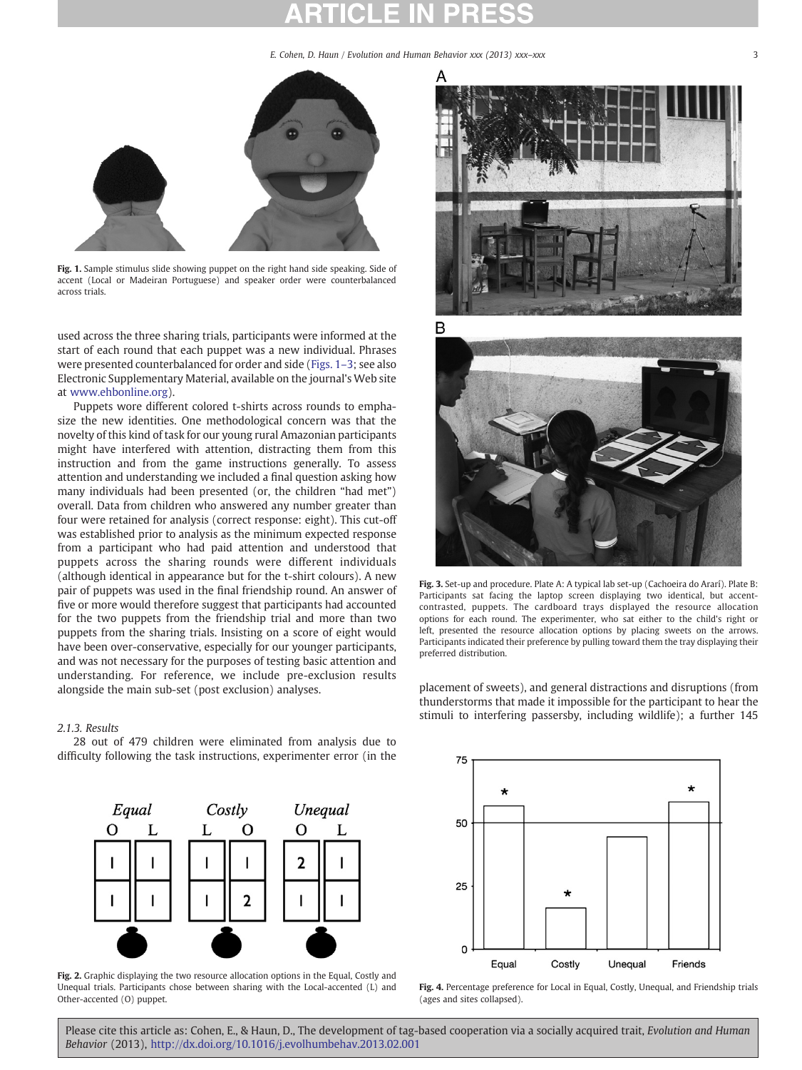Fig. 1. Sample stimulus slide showing puppet on the right hand side speaking. Side of accent (Local or Madeiran Portuguese) and speaker order were counterbalanced across trials.

used across the three sharing trials, participants were informed at the start of each round that each puppet was a new individual. Phrases were presented counterbalanced for order and side (Figs. 1–3; see also Electronic Supplementary Material, available on the journal's Web site at www.ehbonline.org).

Puppets wore different colored t-shirts across rounds to emphasize the new identities. One methodological concern was that the novelty of this kind of task for our young rural Amazonian participants might have interfered with attention, distracting them from this instruction and from the game instructions generally. To assess attention and understanding we included a final question asking how many individuals had been presented (or, the children "had met") overall. Data from children who answered any number greater than four were retained for analysis (correct response: eight). This cut-off was established prior to analysis as the minimum expected response from a participant who had paid attention and understood that puppets across the sharing rounds were different individuals (although identical in appearance but for the t-shirt colours). A new pair of puppets was used in the final friendship round. An answer of five or more would therefore suggest that participants had accounted for the two puppets from the friendship trial and more than two puppets from the sharing trials. Insisting on a score of eight would have been over-conservative, especially for our younger participants, and was not necessary for the purposes of testing basic attention and understanding. For reference, we include pre-exclusion results alongside the main sub-set (post exclusion) analyses.

#### 2.1.3. Results

28 out of 479 children were eliminated from analysis due to difficulty following the task instructions, experimenter error (in the placement of sweets), and general distractions and disruptions (from thunderstorms that made it impossible for the participant to hear the stimuli to interfering passersby, including wildlife); a further 145

Fig. 2. Graphic displaying the two resource allocation options in the Equal, Costly and Unequal trials. Participants chose between sharing with the Local-accented (L) and Other-accented (O) puppet.

Fig. 3. Set-up and procedure. Plate A: A typical lab set-up (Cachoeira do Ararí). Plate B: Participants sat facing the laptop screen displaying two identical, but accent-contrasted, puppets. The cardboard trays displayed the resource allocation options for each round. The experimenter, who sat either to the child's right or left, presented the resource allocation options by placing sweets on the arrows. Participants indicated their preference by pulling toward them the tray displaying their preferred distribution.

Fig. 4. Percentage preference for Local in Equal, Costly, Unequal, and Friendship trials (ages and sites collapsed).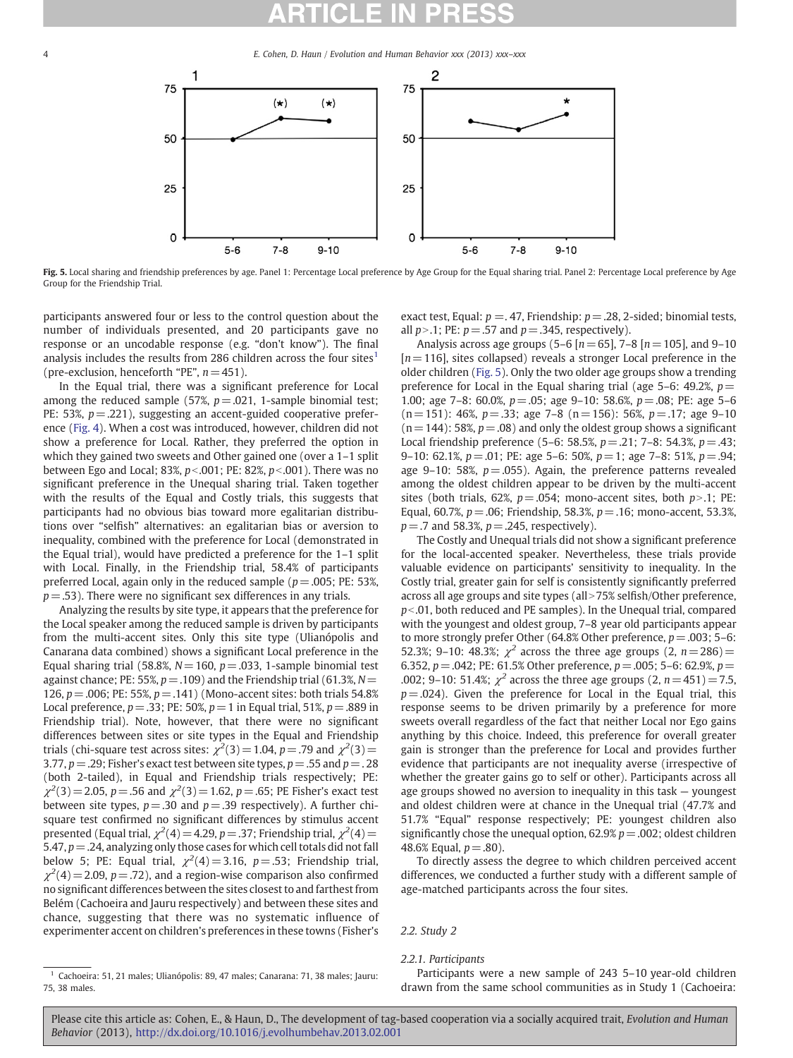Fig. 5. Local sharing and friendship preferences by age. Panel 1: Percentage Local preference by Age Group for the Equal sharing trial. Panel 2: Percentage Local preference by Age Group for the Friendship Trial.

participants answered four or less to the control question about the number of individuals presented, and 20 participants gave no response or an uncodable response (e.g. "don't know"). The final analysis includes the results from 286 children across the four sites[1] (pre-exclusion, henceforth "PE", $n = 451$).

In the Equal trial, there was a significant preference for Local among the reduced sample (57%, $p = .021$, 1-sample binomial test; PE: 53%, $p = .221$), suggesting an accent-guided cooperative preference (Fig. 4). When a cost was introduced, however, children did not show a preference for Local. Rather, they preferred the option in which they gained two sweets and Other gained one (over a 1–1 split between Ego and Local; 83%, $p < .001$; PE: 82%, $p < .001$). There was no significant preference in the Unequal sharing trial. Taken together with the results of the Equal and Costly trials, this suggests that participants had no obvious bias toward more egalitarian distributions over "selfish" alternatives: an egalitarian bias or aversion to inequality, combined with the preference for Local (demonstrated in the Equal trial), would have predicted a preference for the 1–1 split with Local. Finally, in the Friendship trial, 58.4% of participants preferred Local, again only in the reduced sample ($p = .005$; PE: 53%, $p = .53$). There were no significant sex differences in any trials.

Analyzing the results by site type, it appears that the preference for the Local speaker among the reduced sample is driven by participants from the multi-accent sites. Only this site type (Ulianópolis and Canarana data combined) shows a significant Local preference in the Equal sharing trial (58.8%, $N = 160$, $p = .033$, 1-sample binomial test against chance; PE: 55%, $p = .109$) and the Friendship trial (61.3%, $N = 126$, $p = .006$; PE: 55%, $p = .141$) (Mono-accent sites: both trials 54.8% Local preference, $p = .33$; PE: 50%, $p = 1$ in Equal trial, 51%, $p = .889$ in Friendship trial). Note, however, that there were no significant differences between sites or site types in the Equal and Friendship trials (chi-square test across sites: $\chi^2(3) = 1.04$, $p = .79$ and $\chi^2(3) = 3.77$, $p = .29$; Fisher's exact test between site types, $p = .55$ and $p = .28$ (both 2-tailed), in Equal and Friendship trials respectively; PE: $\chi^2(3) = 2.05$, $p = .56$ and $\chi^2(3) = 1.62$, $p = .65$; PE Fisher's exact test between site types, $p = .30$ and $p = .39$ respectively). A further chi-square test confirmed no significant differences by stimulus accent presented (Equal trial, $\chi^2(4) = 4.29$, $p = .37$; Friendship trial, $\chi^2(4) = 5.47$, $p = .24$, analyzing only those cases for which cell totals did not fall below 5; PE: Equal trial, $\chi^2(4) = 3.16$, $p = .53$; Friendship trial, $\chi^2(4) = 2.09$, $p = .72$), and a region-wise comparison also confirmed no significant differences between the sites closest to and farthest from Belém (Cachoeira and Jauru respectively) and between these sites and chance, suggesting that there was no systematic influence of experimenter accent on children's preferences in these towns (Fisher's exact test, Equal: $p = .47$, Friendship: $p = .28$, 2-sided; binomial tests, all $p > .1$; PE: $p = .57$ and $p = .345$, respectively).

Analysis across age groups (5–6 [$n = 65$], 7–8 [$n = 105$], and 9–10 [$n = 116$], sites collapsed) reveals a stronger Local preference in the older children (Fig. 5). Only the two older age groups show a trending preference for Local in the Equal sharing trial (age 5–6: 49.2%, $p = 1.00$; age 7–8: 60.0%, $p = .05$; age 9–10: 58.6%, $p = .08$; PE: age 5–6 ($n = 151$): 46%, $p = .33$; age 7–8 ($n = 156$): 56%, $p = .17$; age 9–10 ($n = 144$): 58%, $p = .08$) and only the oldest group shows a significant Local friendship preference (5–6: 58.5%, $p = .21$; 7–8: 54.3%, $p = .43$; 9–10: 62.1%, $p = .01$; PE: age 5–6: 50%, $p = 1$; age 7–8: 51%, $p = .94$; age 9–10: 58%, $p = .055$). Again, the preference patterns revealed among the oldest children appear to be driven by the multi-accent sites (both trials, 62%, $p = .054$; mono-accent sites, both $p > .1$; PE: Equal, 60.7%, $p = .06$; Friendship, 58.3%, $p = .16$; mono-accent, 53.3%, $p = .7$ and 58.3%, $p = .245$, respectively).

The Costly and Unequal trials did not show a significant preference for the local-accented speaker. Nevertheless, these trials provide valuable evidence on participants' sensitivity to inequality. In the Costly trial, greater gain for self is consistently significantly preferred across all age groups and site types (all >75% selfish/Other preference, $p < .01$, both reduced and PE samples). In the Unequal trial, compared with the youngest and oldest group, 7–8 year old participants appear to more strongly prefer Other (64.8% Other preference, $p = .003$; 5–6: 52.3%; 9–10: 48.3%; $\chi^2$ across the three age groups $(2, n = 286) = 6.352$, $p = .042$; PE: 61.5% Other preference, $p = .005$; 5–6: 62.9%, $p = .002$; 9–10: 51.4%; $\chi^2$ across the three age groups $(2, n = 451) = 7.5$, $p = .024$). Given the preference for Local in the Equal trial, this response seems to be driven primarily by a preference for more sweets overall regardless of the fact that neither Local nor Ego gains anything by this choice. Indeed, this preference for overall greater gain is stronger than the preference for Local and provides further evidence that participants are not inequality averse (irrespective of whether the greater gains go to self or other). Participants across all age groups showed no aversion to inequality in this task — youngest and oldest children were at chance in the Unequal trial (47.7% and 51.7% "Equal" response respectively; PE: youngest children also significantly chose the unequal option, 62.9% $p = .002$; oldest children 48.6% Equal, $p = .80$).

To directly assess the degree to which children perceived accent differences, we conducted a further study with a different sample of age-matched participants across the four sites.

## 2.2. Study 2

### 2.2.1. Participants

Participants were a new sample of 243 5–10 year-old children drawn from the same school communities as in Study 1 (Cachoeira:

[1] Cachoeira: 51, 21 males; Ulianópolis: 89, 47 males; Canarana: 71, 38 males; Jauru: 75, 38 males.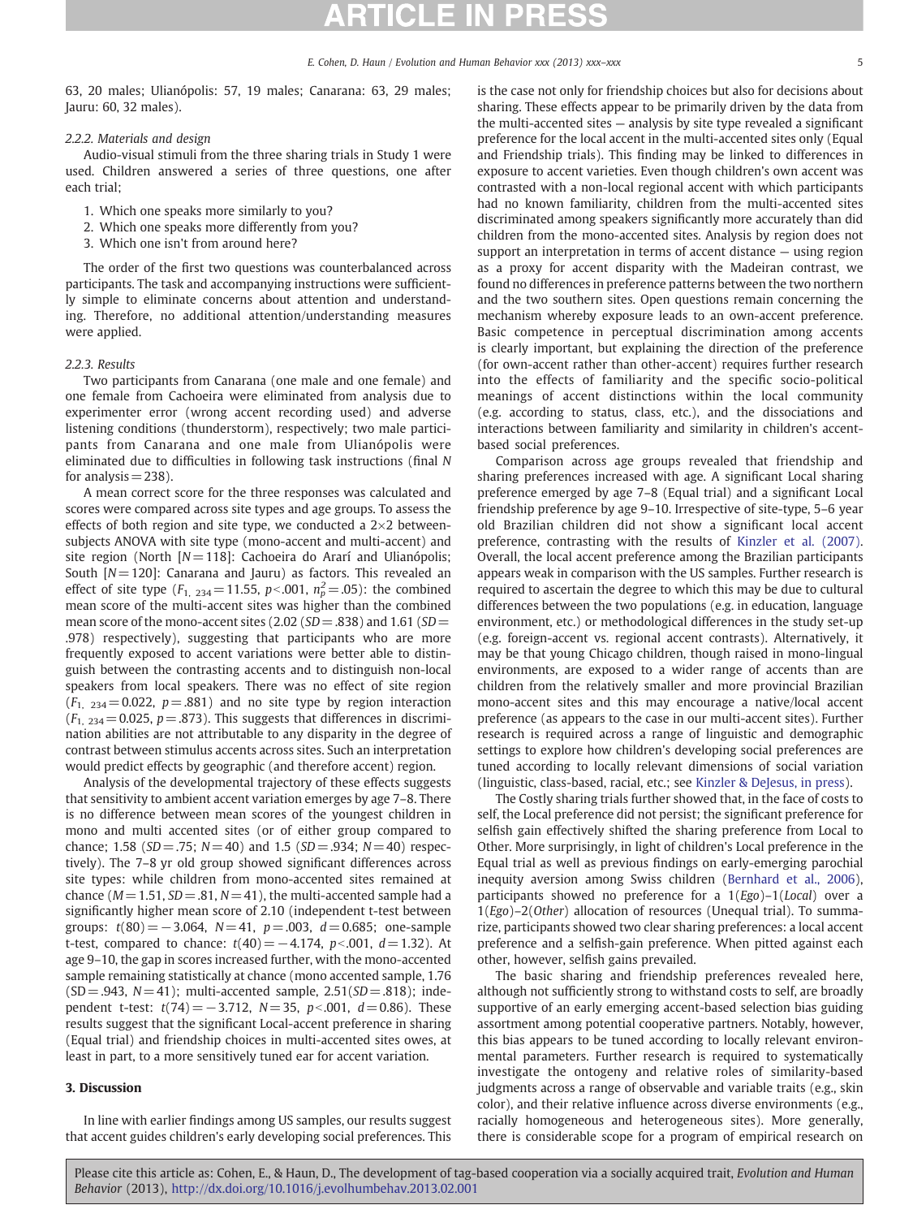63, 20 males; Urianópolis: 57, 19 males; Canarana: 63, 29 males; Jauru: 60, 32 males).

#### 2.2.2. Materials and design

Audio-visual stimuli from the three sharing trials in Study 1 were used. Children answered a series of three questions, one after each trial;

1. Which one speaks more similarly to you?
2. Which one speaks more differently from you?
3. Which one isn't from around here?

The order of the first two questions was counterbalanced across participants. The task and accompanying instructions were sufficiently simple to eliminate concerns about attention and understanding. Therefore, no additional attention/understanding measures were applied.

#### 2.2.3. Results

Two participants from Canarana (one male and one female) and one female from Cachoeira were eliminated from analysis due to experimenter error (wrong accent recording used) and adverse listening conditions (thunderstorm), respectively; two male participants from Canarana and one male from Ulianópolis were eliminated due to difficulties in following task instructions (final $N$ for analysis = 238).

A mean correct score for the three responses was calculated and scores were compared across site types and age groups. To assess the effects of both region and site type, we conducted a 2×2 between-subjects ANOVA with site type (mono-accent and multi-accent) and site region (North [$N = 118$]: Cachoeira do Ararí and Ulianópolis; South [$N = 120$]: Canarana and Jauru) as factors. This revealed an effect of site type ($F_{1,\ 234} = 11.55$, $p < .001$, $\eta_p^2 = .05$): the combined mean score of the multi-accent sites was higher than the combined mean score of the mono-accent sites (2.02 ($SD = .838$) and 1.61 ($SD = .978$) respectively), suggesting that participants who are more frequently exposed to accent variations were better able to distinguish between the contrasting accents and to distinguish non-local speakers from local speakers. There was no effect of site region ($F_{1,\ 234} = 0.022$, $p = .881$) and no site type by region interaction ($F_{1,\ 234} = 0.025$, $p = .873$). This suggests that differences in discrimination abilities are not attributable to any disparity in the degree of contrast between stimulus accents across sites. Such an interpretation would predict effects by geographic (and therefore accent) region.

Analysis of the developmental trajectory of these effects suggests that sensitivity to ambient accent variation emerges by age 7–8. There is no difference between mean scores of the youngest children in mono and multi accented sites (or of either group compared to chance; 1.58 ($SD = .75$; $N = 40$) and 1.5 ($SD = .934$; $N = 40$) respectively). The 7–8 yr old group showed significant differences across site types: while children from mono-accented sites remained at chance ($M = 1.51$, $SD = .81$, $N = 41$), the multi-accented sample had a significantly higher mean score of 2.10 (independent t-test between groups: $t(80) = -3.064$, $N = 41$, $p = .003$, $d = 0.685$; one-sample t-test, compared to chance: $t(40) = -4.174$, $p < .001$, $d = 1.32$). At age 9–10, the gap in scores increased further, with the mono-accented sample remaining statistically at chance (mono accented sample, 1.76 ($SD = .943$, $N = 41$); multi-accented sample, 2.51($SD = .818$); independent t-test: $t(74) = -3.712$, $N = 35$, $p < .001$, $d = 0.86$). These results suggest that the significant Local-accent preference in sharing (Equal trial) and friendship choices in multi-accented sites owes, at least in part, to a more sensitively tuned ear for accent variation.

## 3. Discussion

In line with earlier findings among US samples, our results suggest that accent guides children's early developing social preferences. This is the case not only for friendship choices but also for decisions about sharing. These effects appear to be primarily driven by the data from the multi-accented sites — analysis by site type revealed a significant preference for the local accent in the multi-accented sites only (Equal and Friendship trials). This finding may be linked to differences in exposure to accent varieties. Even though children's own accent was contrasted with a non-local regional accent with which participants had no known familiality, children from the multi-accented sites discriminated among speakers significantly more accurately than did children from the mono-accented sites. Analysis by region does not support an interpretation in terms of accent distance — using region as a proxy for accent disparity with the Madeiran contrast, we found no differences in preference patterns between the two northern and the two southern sites. Open questions remain concerning the mechanism whereby exposure leads to an own-accent preference. Basic competence in perceptual discrimination among accents is clearly important, but explaining the direction of the preference (for own-accent rather than other-accent) requires further research into the effects of familiarity and the specific socio-political meanings of accent distinctions within the local community (e.g. according to status, class, etc.), and the dissociations and interactions between familiarity and similarity in children's accent-based social preferences.

Comparison across age groups revealed that friendship and sharing preferences increased with age. A significant Local sharing preference emerged by age 7–8 (Equal trial) and a significant Local friendship preference by age 9–10. Irrespective of site-type, 5–6 year old Brazilian children did not show a significant local accent preference, contrasting with the results of Kinzler et al. (2007). Overall, the local accent preference among the Brazilian participants appears weak in comparison with the US samples. Further research is required to ascertain the degree to which this may be due to cultural differences between the two populations (e.g. in education, language environment, etc.) or methodological differences in the study set-up (e.g. foreign-accent vs. regional accent contrasts). Alternatively, it may be that young Chicago children, though raised in mono-lingual environments, are exposed to a wider range of accents than are children from the relatively smaller and more provincial Brazilian mono-accent sites and this may encourage a native/local accent preference (as appears to the case in our multi-accent sites). Further research is required across a range of linguistic and demographic settings to explore how children's developing social preferences are tuned according to locally relevant dimensions of social variation (linguistic, class-based, racial, etc.; see Kinzler & DeJesus, in press).

The Costly sharing trials further showed that, in the face of costs to self, the Local preference did not persist; the significant preference for selfish gain effectively shifted the sharing preference from Local to Other. More surprisingly, in light of children's Local preference in the Equal trial as well as previous findings on early-emerging parochial inequity aversion among Swiss children (Bernhard et al., 2006), participants showed no preference for a 1(*Ego*)–1(*Local*) over a 1(*Ego*)–2(*Other*) allocation of resources (Unequal trial). To summarize, participants showed two clear sharing preferences: a local accent preference and a selfish-gain preference. When pitted against each other, however, selfish gain prevailed.

The basic sharing and friendship preferences revealed here, although not sufficiently strong to withstand costs to self, are broadly supportive of an early emerging accent-based selection bias guiding assortment among potential cooperative partners. Notably, however, this bias appears to be tuned according to locally relevant environmental parameters. Further research is required to systematically investigate the ontogeny and relative roles of similarity-based judgments across a range of observable and variable traits (e.g., skin color), and their relative influence across diverse environments (e.g., racially homogeneous and heterogeneous sites). More generally, there is considerable scope for a program of empirical research on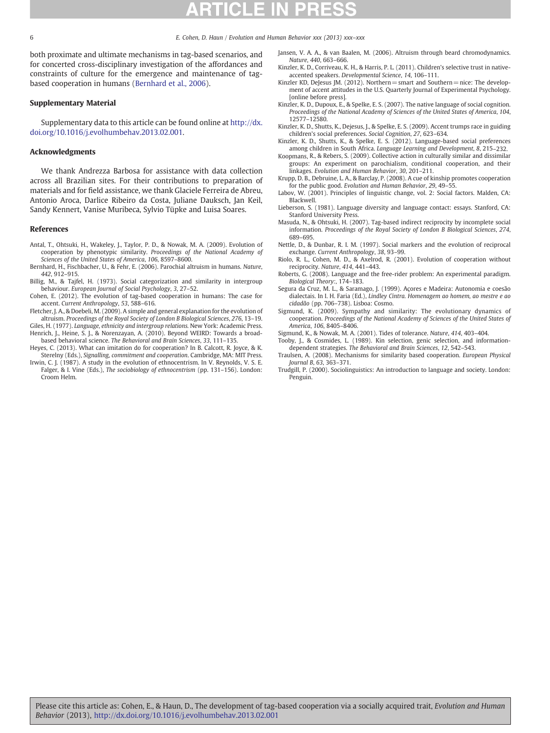both proximate and ultimate mechanisms in tag-based scenarios, and for concerted cross-disciplinary investigation of the affordances and constraints of culture for the emergence and maintenance of tag-based cooperation in humans (Bernhard et al., 2006).

## Supplementary Material

Supplementary data to this article can be found online at http://dx.doi.org/10.1016/j.evolhumbehav.2013.02.001.

## Acknowledgments

We thank Andrezza Barbosa for assistance with data collection across all Brazilian sites. For their contributions to preparation of materials and for field assistance, we thank Glaciele Ferreira de Abreu, Antonio Aroca, Darlice Ribeiro da Costa, Juliane Dauksch, Jan Keil, Sandy Kennert, Vanise Muribeca, Sylvio Tüpke and Luisa Soares.

## References

Antal, T., Ohtsuki, H., Wakeley, J., Taylor, P. D., & Nowak, M. A. (2009). Evolution of cooperation by phenotypic similarity. *Proceedings of the National Academy of Sciences of the United States of America*, *106*, 8597–8600.

Bernhard, H., Fischbacher, U., & Fehr, E. (2006). Parochial altruism in humans. *Nature*, *442*, 912–915.

Billig, M., & Tajfel, H. (1973). Social categorization and similarity in intergroup behaviour. *European Journal of Social Psychology*, *3*, 27–52.

Cohen, E. (2012). The evolution of tag-based cooperation in humans: The case for accent. *Current Anthropology*, *53*, 588–616.

Fletcher, J. A., & Doebeli, M. (2009). A simple and general explanation for the evolution of altruism. *Proceedings of the Royal Society of London B Biological Sciences*, *276*, 13–19.

Giles, H. (1977). *Language, ethnicity and intergroup relations.* New York: Academic Press.

Henrich, J., Heine, S. J., & Norenzayan, A. (2010). Beyond WEIRD: Towards a broad-based behavioral science. *The Behavioral and Brain Sciences*, *33*, 111–135.

Heyes, C. (2013). What can imitation do for cooperation? In B. Calcott, R. Joyce, & K. Sterelny (Eds.), *Signalling, commitment and cooperation*. Cambridge, MA: MIT Press.

Irwin, C. J. (1987). A study in the evolution of ethnocentrism. In V. Reynolds, V. S. E. Falger, & I. Vine (Eds.), *The sociobiology of ethnocentrism* (pp. 131–156). London: Croom Helm.

Jansen, V. A. A., & van Baalen, M. (2006). Altruism through beard chromodynamics. *Nature*, *440*, 663–666.

Kinzler, K. D., Corriveau, K. H., & Harris, P. L. (2011). Children's selective trust in native-accented speakers. *Developmental Science*, *14*, 106–111.

Kinzler KD, DeJesus JM. (2012). Northern = smart and Southern = nice: The development of accent attitudes in the U.S. Quarterly Journal of Experimental Psychology. [online before press].

Kinzler, K. D., Dupoux, E., & Spelke, E. S. (2007). The native language of social cognition. *Proceedings of the National Academy of Sciences of the United States of America*, *104*, 12577–12580.

Kinzler, K. D., Shutts, K., Dejesus, J., & Spelke, E. S. (2009). Accent trumps race in guiding children's social preferences. *Social Cognition*, *27*, 623–634.

Kinzler, K. D., Shutts, K., & Spelke, E. S. (2012). Language-based social preferences among children in South Africa. *Language Learning and Development*, *8*, 215–232.

Koopmans, R., & Rebers, S. (2009). Collective action in culturally similar and dissimilar groups: An experiment on parochialism, conditional cooperation, and their linkages. *Evolution and Human Behavior*, *30*, 201–211.

Krupp, D. B., Debruine, L. A., & Barclay, P. (2008). A cue of kinship promotes cooperation for the public good. *Evolution and Human Behavior*, *29*, 49–55.

Labov, W. (2001). Principles of linguistic change, vol. 2: Social factors. Malden, CA: Blackwell.

Lieberson, S. (1981). Language diversity and language contact: essays. Stanford, CA: Stanford University Press.

Masuda, N., & Ohtsuki, H. (2007). Tag-based indirect reciprocity by incomplete social information. *Proceedings of the Royal Society of London B Biological Sciences*, *274*, 689–695.

Nettle, D., & Dunbar, R. I. M. (1997). Social markers and the evolution of reciprocal exchange. *Current Anthropology*, *38*, 93–99.

Riolo, R. L., Cohen, M. D., & Axelrod, R. (2001). Evolution of cooperation without reciprocity. *Nature*, *414*, 441–443.

Roberts, G. (2008). Language and the free-rider problem: An experimental paradigm. *Biological Theory:*, 174–183.

Segura da Cruz, M. L., & Saramago, J. (1999). Açores e Madeira: Autonomia e coesão dialectais. In I. H. Faria (Ed.), *Lindley Cintra. Homenagem ao homem, ao mestre e ao cidadão* (pp. 706–738). Lisboa: Cosmo.

Sigmund, K. (2009). Sympathy and similarity: The evolutionary dynamics of cooperation. *Proceedings of the National Academy of Sciences of the United States of America*, *106*, 8405–8406.

Sigmund, K., & Nowak, M. A. (2001). Tides of tolerance. *Nature*, *414*, 403–404.

Tooby, J., & Cosmides, L. (1989). Kin selection, genic selection, and information-dependent strategies. *The Behavioral and Brain Sciences*, *12*, 542–543.

Traulsen, A. (2008). Mechanisms for similarity based cooperation. *European Physical Journal B*, *63*, 363–371.

Trudgill, P. (2000). Sociolinguistics: An introduction to language and society. London: Penguin.